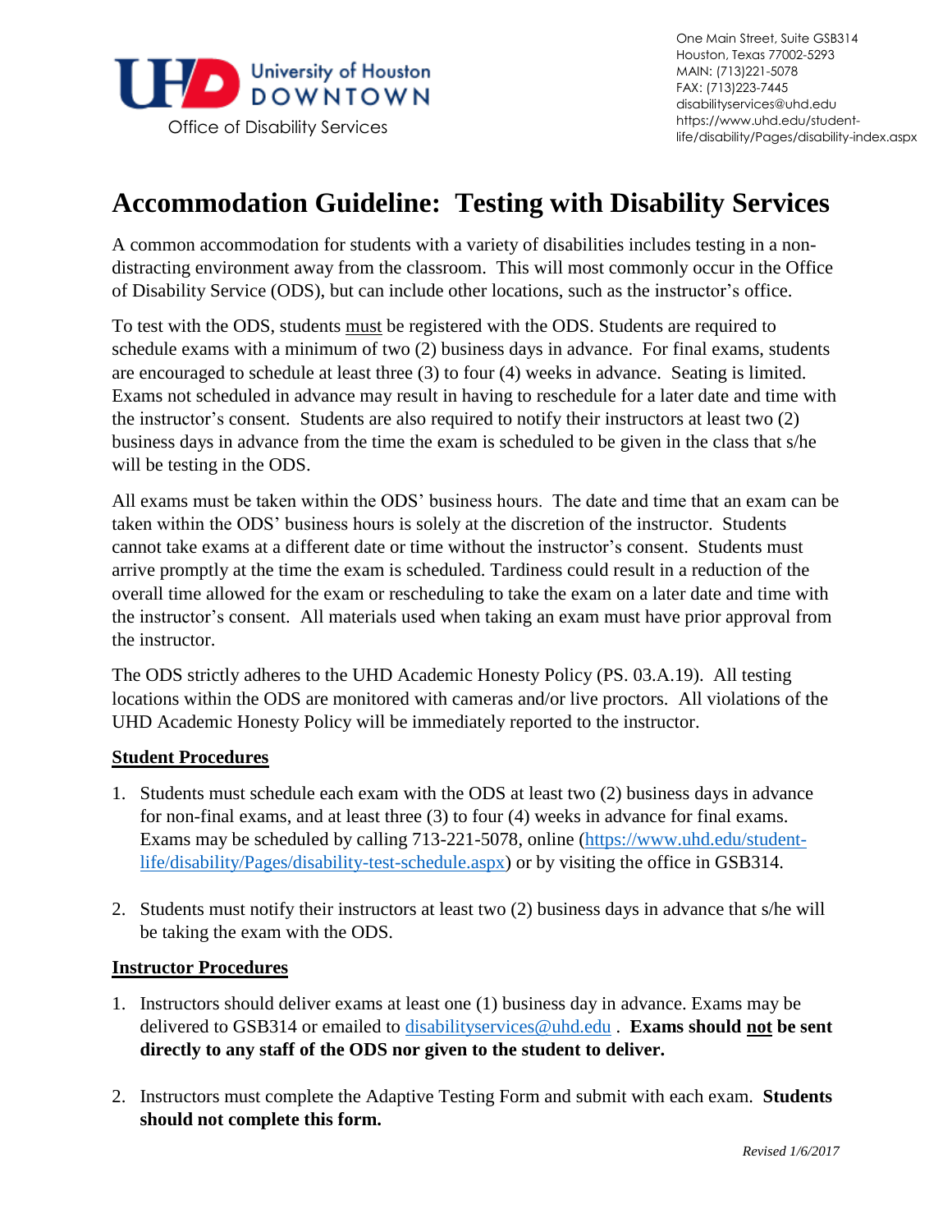University of Houston DOWNTOWN

Office of Disability Services

One Main Street, Suite GSB314
Houston, Texas 77002-5293
MAIN: (713)221-5078
FAX: (713)223-7445
disabilityservices@uhd.edu
https://www.uhd.edu/student-life/disability/Pages/disability-index.aspx

# Accommodation Guideline: Testing with Disability Services

A common accommodation for students with a variety of disabilities includes testing in a non-distracting environment away from the classroom. This will most commonly occur in the Office of Disability Service (ODS), but can include other locations, such as the instructor's office.

To test with the ODS, students <u>must</u> be registered with the ODS. Students are required to schedule exams with a minimum of two (2) business days in advance. For final exams, students are encouraged to schedule at least three (3) to four (4) weeks in advance. Seating is limited. Exams not scheduled in advance may result in having to reschedule for a later date and time with the instructor's consent. Students are also required to notify their instructors at least two (2) business days in advance from the time the exam is scheduled to be given in the class that s/he will be testing in the ODS.

All exams must be taken within the ODS' business hours. The date and time that an exam can be taken within the ODS' business hours is solely at the discretion of the instructor. Students cannot take exams at a different date or time without the instructor's consent. Students must arrive promptly at the time the exam is scheduled. Tardiness could result in a reduction of the overall time allowed for the exam or rescheduling to take the exam on a later date and time with the instructor's consent. All materials used when taking an exam must have prior approval from the instructor.

The ODS strictly adheres to the UHD Academic Honesty Policy (PS. 03.A.19). All testing locations within the ODS are monitored with cameras and/or live proctors. All violations of the UHD Academic Honesty Policy will be immediately reported to the instructor.

**<u>Student Procedures</u>**

1. Students must schedule each exam with the ODS at least two (2) business days in advance for non-final exams, and at least three (3) to four (4) weeks in advance for final exams. Exams may be scheduled by calling 713-221-5078, online (https://www.uhd.edu/student-life/disability/Pages/disability-test-schedule.aspx) or by visiting the office in GSB314.

2. Students must notify their instructors at least two (2) business days in advance that s/he will be taking the exam with the ODS.

**<u>Instructor Procedures</u>**

1. Instructors should deliver exams at least one (1) business day in advance. Exams may be delivered to GSB314 or emailed to disabilityservices@uhd.edu . **Exams should <u>not</u> be sent directly to any staff of the ODS nor given to the student to deliver.**

2. Instructors must complete the Adaptive Testing Form and submit with each exam. **Students should not complete this form.**

*Revised 1/6/2017*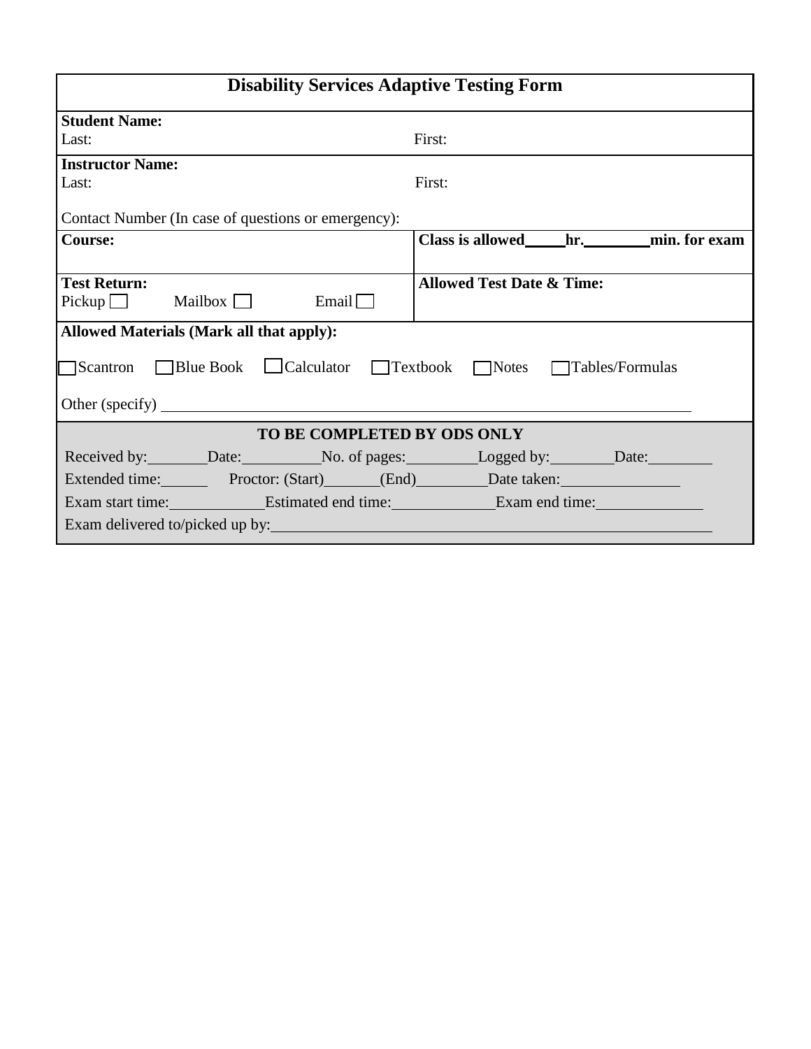# Disability Services Adaptive Testing Form

**Student Name:**
Last: First:

**Instructor Name:**
Last: First:

Contact Number (In case of questions or emergency):

| | |
|---|---|
| **Course:** | **Class is allowed\_\_\_\_\_hr.\_\_\_\_\_\_\_\_min. for exam** |
| **Test Return:**<br>Pickup ☐ Mailbox ☐ Email ☐ | **Allowed Test Date & Time:** |

**Allowed Materials (Mark all that apply):**

☐ Scantron ☐ Blue Book ☐ Calculator ☐ Textbook ☐ Notes ☐ Tables/Formulas

Other (specify) \_\_\_\_\_\_\_\_\_\_\_\_\_\_\_\_\_\_\_\_\_\_\_\_\_\_\_\_\_\_\_\_\_\_\_\_\_\_\_\_\_\_\_\_

## TO BE COMPLETED BY ODS ONLY

Received by:\_\_\_\_\_\_\_\_Date:\_\_\_\_\_\_\_\_\_\_No. of pages:\_\_\_\_\_\_\_\_\_Logged by:\_\_\_\_\_\_\_\_Date:\_\_\_\_\_\_\_\_

Extended time:\_\_\_\_\_\_ Proctor: (Start)\_\_\_\_\_\_\_(End)\_\_\_\_\_\_\_\_\_Date taken:\_\_\_\_\_\_\_\_\_\_\_\_\_\_\_

Exam start time:\_\_\_\_\_\_\_\_\_\_\_\_Estimated end time:\_\_\_\_\_\_\_\_\_\_\_\_\_Exam end time:\_\_\_\_\_\_\_\_\_\_\_\_\_\_

Exam delivered to/picked up by:\_\_\_\_\_\_\_\_\_\_\_\_\_\_\_\_\_\_\_\_\_\_\_\_\_\_\_\_\_\_\_\_\_\_\_\_\_\_\_\_\_\_\_\_